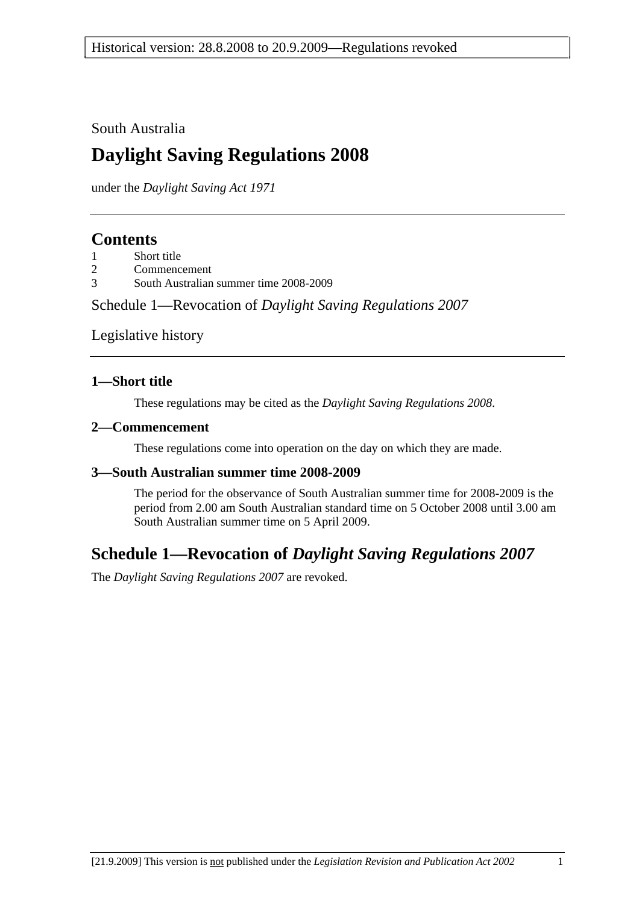Historical version: 28.8.2008 to 20.9.2009—Regulations revoked

South Australia

# Daylight Saving Regulations 2008

under the *Daylight Saving Act 1971*

## Contents

1 Short title
2 Commencement
3 South Australian summer time 2008-2009

Schedule 1—Revocation of *Daylight Saving Regulations 2007*

Legislative history

### 1—Short title

These regulations may be cited as the *Daylight Saving Regulations 2008*.

### 2—Commencement

These regulations come into operation on the day on which they are made.

### 3—South Australian summer time 2008-2009

The period for the observance of South Australian summer time for 2008-2009 is the period from 2.00 am South Australian standard time on 5 October 2008 until 3.00 am South Australian summer time on 5 April 2009.

## Schedule 1—Revocation of *Daylight Saving Regulations 2007*

The *Daylight Saving Regulations 2007* are revoked.

[21.9.2009] This version is not published under the *Legislation Revision and Publication Act 2002*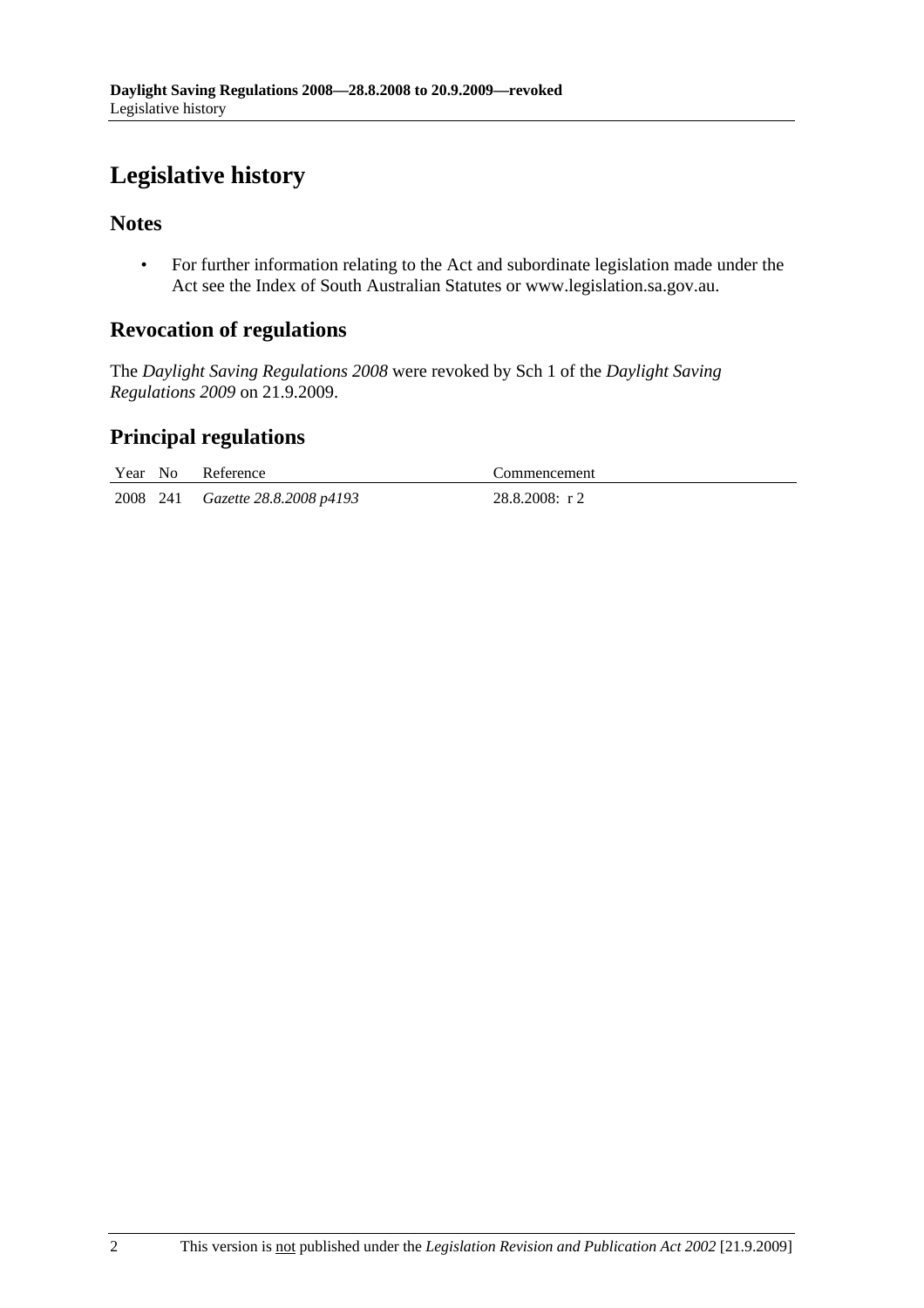# Legislative history

## Notes

- For further information relating to the Act and subordinate legislation made under the Act see the Index of South Australian Statutes or www.legislation.sa.gov.au.

## Revocation of regulations

The *Daylight Saving Regulations 2008* were revoked by Sch 1 of the *Daylight Saving Regulations 2009* on 21.9.2009.

## Principal regulations

| Year | No | Reference | Commencement |
|---|---|---|---|
| 2008 | 241 | *Gazette 28.8.2008 p4193* | 28.8.2008: r 2 |